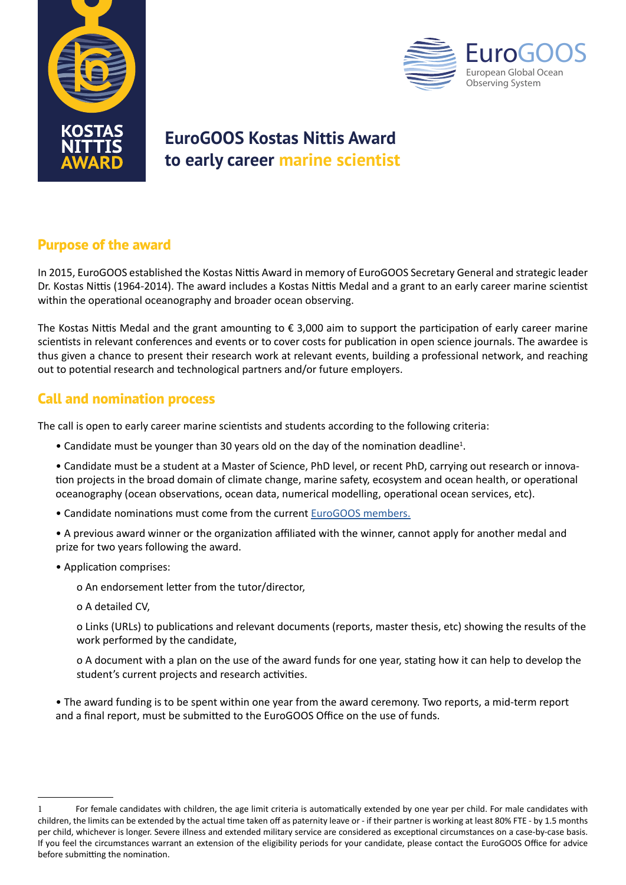# EuroGOOS Kostas Nittis Award to early career marine scientist

## Purpose of the award

In 2015, EuroGOOS established the Kostas Nittis Award in memory of EuroGOOS Secretary General and strategic leader Dr. Kostas Nittis (1964-2014). The award includes a Kostas Nittis Medal and a grant to an early career marine scientist within the operational oceanography and broader ocean observing.

The Kostas Nittis Medal and the grant amounting to € 3,000 aim to support the participation of early career marine scientists in relevant conferences and events or to cover costs for publication in open science journals. The awardee is thus given a chance to present their research work at relevant events, building a professional network, and reaching out to potential research and technological partners and/or future employers.

## Call and nomination process

The call is open to early career marine scientists and students according to the following criteria:

- Candidate must be younger than 30 years old on the day of the nomination deadline[1].
- Candidate must be a student at a Master of Science, PhD level, or recent PhD, carrying out research or innovation projects in the broad domain of climate change, marine safety, ecosystem and ocean health, or operational oceanography (ocean observations, ocean data, numerical modelling, operational ocean services, etc).
- Candidate nominations must come from the current [EuroGOOS members.](#)
- A previous award winner or the organization affiliated with the winner, cannot apply for another medal and prize for two years following the award.
- Application comprises:
  - An endorsement letter from the tutor/director,
  - A detailed CV,
  - Links (URLs) to publications and relevant documents (reports, master thesis, etc) showing the results of the work performed by the candidate,
  - A document with a plan on the use of the award funds for one year, stating how it can help to develop the student's current projects and research activities.
- The award funding is to be spent within one year from the award ceremony. Two reports, a mid-term report and a final report, must be submitted to the EuroGOOS Office on the use of funds.

---

[1] For female candidates with children, the age limit criteria is automatically extended by one year per child. For male candidates with children, the limits can be extended by the actual time taken off as paternity leave or - if their partner is working at least 80% FTE - by 1.5 months per child, whichever is longer. Severe illness and extended military service are considered as exceptional circumstances on a case-by-case basis. If you feel the circumstances warrant an extension of the eligibility periods for your candidate, please contact the EuroGOOS Office for advice before submitting the nomination.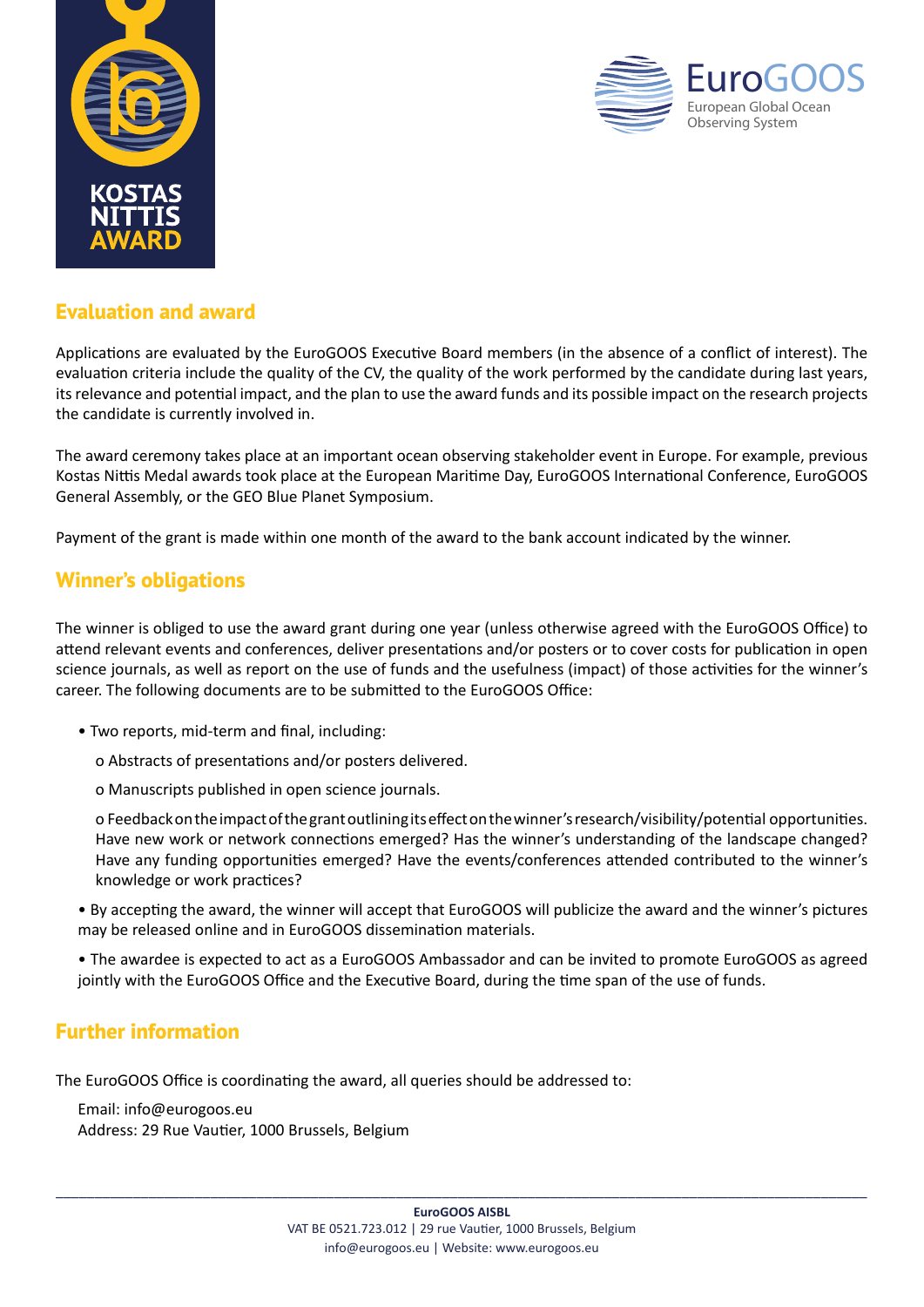## Evaluation and award

Applications are evaluated by the EuroGOOS Executive Board members (in the absence of a conflict of interest). The evaluation criteria include the quality of the CV, the quality of the work performed by the candidate during last years, its relevance and potential impact, and the plan to use the award funds and its possible impact on the research projects the candidate is currently involved in.

The award ceremony takes place at an important ocean observing stakeholder event in Europe. For example, previous Kostas Nittis Medal awards took place at the European Maritime Day, EuroGOOS International Conference, EuroGOOS General Assembly, or the GEO Blue Planet Symposium.

Payment of the grant is made within one month of the award to the bank account indicated by the winner.

## Winner's obligations

The winner is obliged to use the award grant during one year (unless otherwise agreed with the EuroGOOS Office) to attend relevant events and conferences, deliver presentations and/or posters or to cover costs for publication in open science journals, as well as report on the use of funds and the usefulness (impact) of those activities for the winner's career. The following documents are to be submitted to the EuroGOOS Office:

- Two reports, mid-term and final, including:
  - Abstracts of presentations and/or posters delivered.
  - Manuscripts published in open science journals.
  - Feedback on the impact of the grant outlining its effect on the winner's research/visibility/potential opportunities. Have new work or network connections emerged? Has the winner's understanding of the landscape changed? Have any funding opportunities emerged? Have the events/conferences attended contributed to the winner's knowledge or work practices?
- By accepting the award, the winner will accept that EuroGOOS will publicize the award and the winner's pictures may be released online and in EuroGOOS dissemination materials.
- The awardee is expected to act as a EuroGOOS Ambassador and can be invited to promote EuroGOOS as agreed jointly with the EuroGOOS Office and the Executive Board, during the time span of the use of funds.

## Further information

The EuroGOOS Office is coordinating the award, all queries should be addressed to:

Email: info@eurogoos.eu
Address: 29 Rue Vautier, 1000 Brussels, Belgium

**EuroGOOS AISBL**
VAT BE 0521.723.012 | 29 rue Vautier, 1000 Brussels, Belgium
info@eurogoos.eu | Website: www.eurogoos.eu